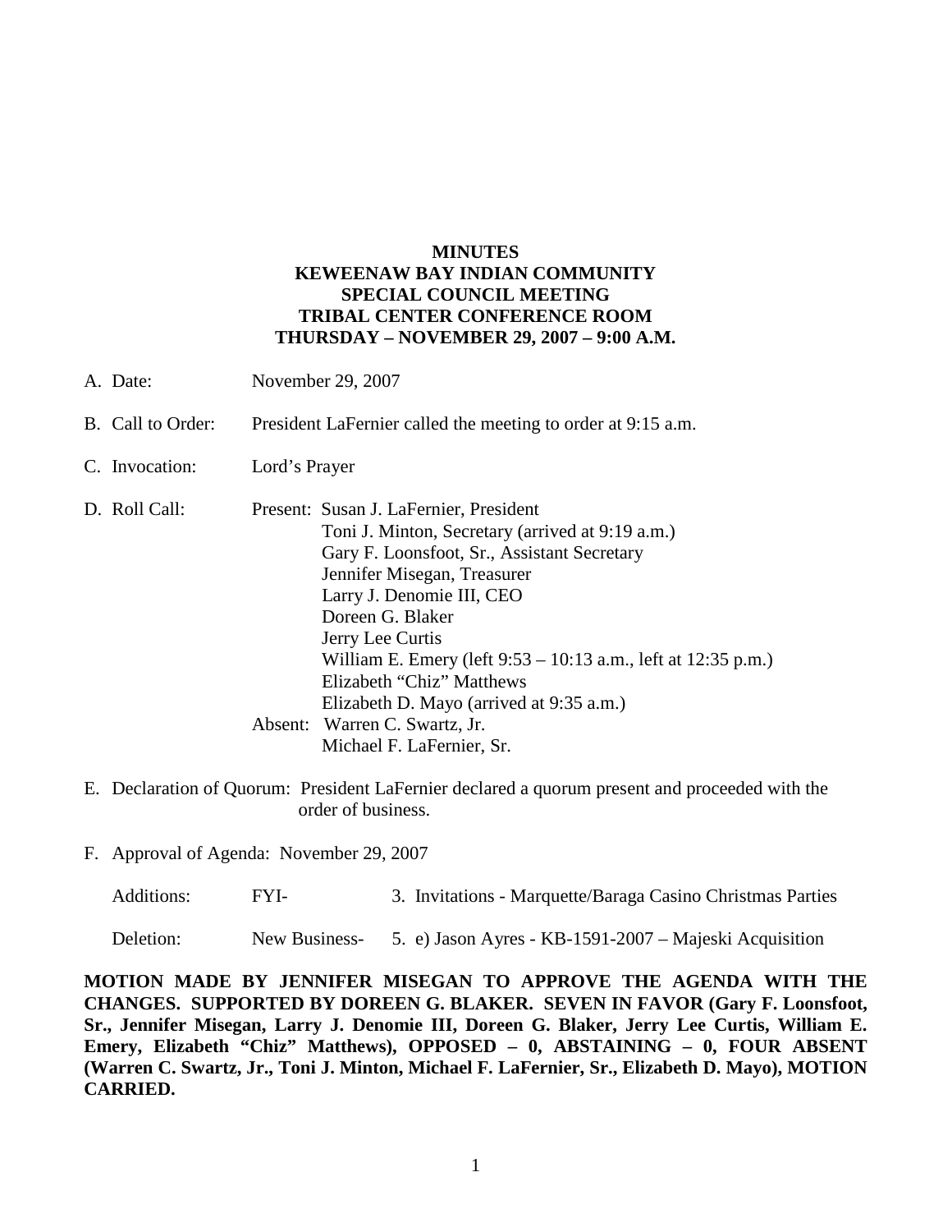# MINUTES
# KEWEENAW BAY INDIAN COMMUNITY
# SPECIAL COUNCIL MEETING
# TRIBAL CENTER CONFERENCE ROOM
# THURSDAY – NOVEMBER 29, 2007 – 9:00 A.M.

A. Date: November 29, 2007

B. Call to Order: President LaFernier called the meeting to order at 9:15 a.m.

C. Invocation: Lord's Prayer

D. Roll Call:

Present:
- Susan J. LaFernier, President
- Toni J. Minton, Secretary (arrived at 9:19 a.m.)
- Gary F. Loonsfoot, Sr., Assistant Secretary
- Jennifer Misegan, Treasurer
- Larry J. Denomie III, CEO
- Doreen G. Blaker
- Jerry Lee Curtis
- William E. Emery (left 9:53 – 10:13 a.m., left at 12:35 p.m.)
- Elizabeth "Chiz" Matthews
- Elizabeth D. Mayo (arrived at 9:35 a.m.)

Absent:
- Warren C. Swartz, Jr.
- Michael F. LaFernier, Sr.

E. Declaration of Quorum: President LaFernier declared a quorum present and proceeded with the order of business.

F. Approval of Agenda: November 29, 2007

Additions: FYI- 3. Invitations - Marquette/Baraga Casino Christmas Parties

Deletion: New Business- 5. e) Jason Ayres - KB-1591-2007 – Majeski Acquisition

**MOTION MADE BY JENNIFER MISEGAN TO APPROVE THE AGENDA WITH THE CHANGES. SUPPORTED BY DOREEN G. BLAKER. SEVEN IN FAVOR (Gary F. Loonsfoot, Sr., Jennifer Misegan, Larry J. Denomie III, Doreen G. Blaker, Jerry Lee Curtis, William E. Emery, Elizabeth "Chiz" Matthews), OPPOSED – 0, ABSTAINING – 0, FOUR ABSENT (Warren C. Swartz, Jr., Toni J. Minton, Michael F. LaFernier, Sr., Elizabeth D. Mayo), MOTION CARRIED.**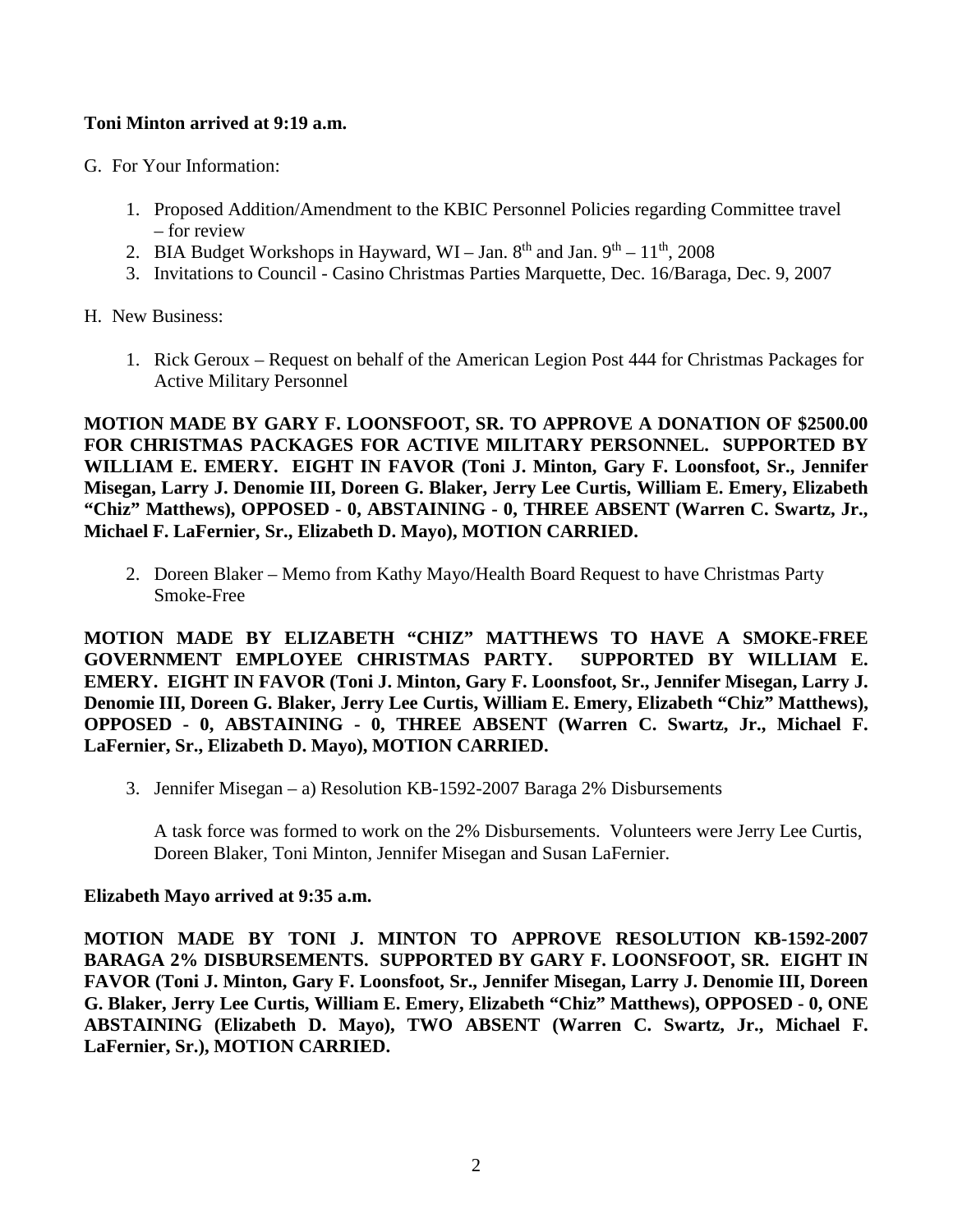**Toni Minton arrived at 9:19 a.m.**

G. For Your Information:

1. Proposed Addition/Amendment to the KBIC Personnel Policies regarding Committee travel – for review
2. BIA Budget Workshops in Hayward, WI – Jan. 8th and Jan. 9th – 11th, 2008
3. Invitations to Council - Casino Christmas Parties Marquette, Dec. 16/Baraga, Dec. 9, 2007

H. New Business:

1. Rick Geroux – Request on behalf of the American Legion Post 444 for Christmas Packages for Active Military Personnel

**MOTION MADE BY GARY F. LOONSFOOT, SR. TO APPROVE A DONATION OF $2500.00 FOR CHRISTMAS PACKAGES FOR ACTIVE MILITARY PERSONNEL. SUPPORTED BY WILLIAM E. EMERY. EIGHT IN FAVOR (Toni J. Minton, Gary F. Loonsfoot, Sr., Jennifer Misegan, Larry J. Denomie III, Doreen G. Blaker, Jerry Lee Curtis, William E. Emery, Elizabeth "Chiz" Matthews), OPPOSED - 0, ABSTAINING - 0, THREE ABSENT (Warren C. Swartz, Jr., Michael F. LaFernier, Sr., Elizabeth D. Mayo), MOTION CARRIED.**

2. Doreen Blaker – Memo from Kathy Mayo/Health Board Request to have Christmas Party Smoke-Free

**MOTION MADE BY ELIZABETH "CHIZ" MATTHEWS TO HAVE A SMOKE-FREE GOVERNMENT EMPLOYEE CHRISTMAS PARTY. SUPPORTED BY WILLIAM E. EMERY. EIGHT IN FAVOR (Toni J. Minton, Gary F. Loonsfoot, Sr., Jennifer Misegan, Larry J. Denomie III, Doreen G. Blaker, Jerry Lee Curtis, William E. Emery, Elizabeth "Chiz" Matthews), OPPOSED - 0, ABSTAINING - 0, THREE ABSENT (Warren C. Swartz, Jr., Michael F. LaFernier, Sr., Elizabeth D. Mayo), MOTION CARRIED.**

3. Jennifer Misegan – a) Resolution KB-1592-2007 Baraga 2% Disbursements

   A task force was formed to work on the 2% Disbursements. Volunteers were Jerry Lee Curtis, Doreen Blaker, Toni Minton, Jennifer Misegan and Susan LaFernier.

**Elizabeth Mayo arrived at 9:35 a.m.**

**MOTION MADE BY TONI J. MINTON TO APPROVE RESOLUTION KB-1592-2007 BARAGA 2% DISBURSEMENTS. SUPPORTED BY GARY F. LOONSFOOT, SR. EIGHT IN FAVOR (Toni J. Minton, Gary F. Loonsfoot, Sr., Jennifer Misegan, Larry J. Denomie III, Doreen G. Blaker, Jerry Lee Curtis, William E. Emery, Elizabeth "Chiz" Matthews), OPPOSED - 0, ONE ABSTAINING (Elizabeth D. Mayo), TWO ABSENT (Warren C. Swartz, Jr., Michael F. LaFernier, Sr.), MOTION CARRIED.**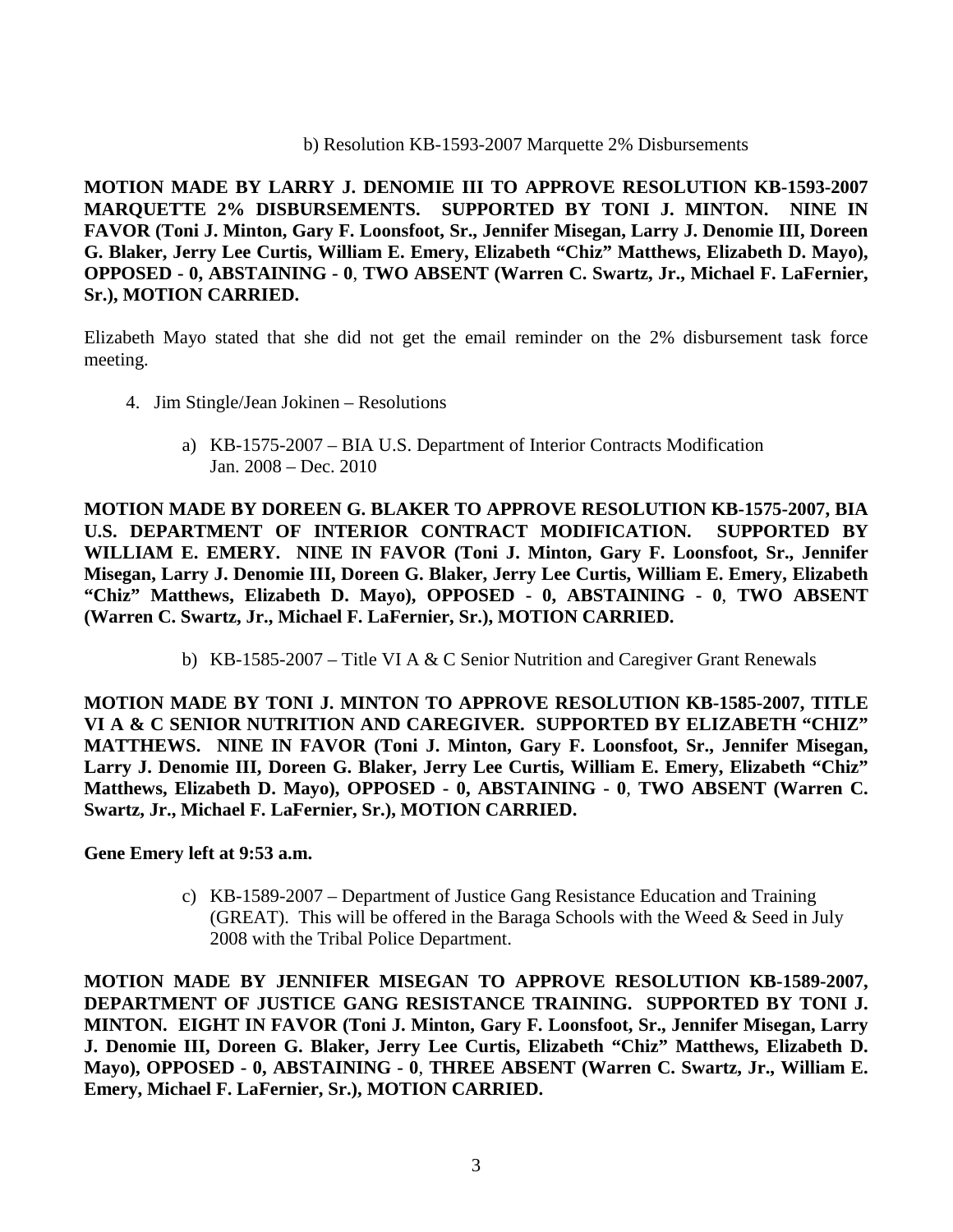b) Resolution KB-1593-2007 Marquette 2% Disbursements

**MOTION MADE BY LARRY J. DENOMIE III TO APPROVE RESOLUTION KB-1593-2007 MARQUETTE 2% DISBURSEMENTS. SUPPORTED BY TONI J. MINTON. NINE IN FAVOR (Toni J. Minton, Gary F. Loonsfoot, Sr., Jennifer Misegan, Larry J. Denomie III, Doreen G. Blaker, Jerry Lee Curtis, William E. Emery, Elizabeth "Chiz" Matthews, Elizabeth D. Mayo), OPPOSED - 0, ABSTAINING - 0, TWO ABSENT (Warren C. Swartz, Jr., Michael F. LaFernier, Sr.), MOTION CARRIED.**

Elizabeth Mayo stated that she did not get the email reminder on the 2% disbursement task force meeting.

4. Jim Stingle/Jean Jokinen – Resolutions

   a) KB-1575-2007 – BIA U.S. Department of Interior Contracts Modification Jan. 2008 – Dec. 2010

**MOTION MADE BY DOREEN G. BLAKER TO APPROVE RESOLUTION KB-1575-2007, BIA U.S. DEPARTMENT OF INTERIOR CONTRACT MODIFICATION. SUPPORTED BY WILLIAM E. EMERY. NINE IN FAVOR (Toni J. Minton, Gary F. Loonsfoot, Sr., Jennifer Misegan, Larry J. Denomie III, Doreen G. Blaker, Jerry Lee Curtis, William E. Emery, Elizabeth "Chiz" Matthews, Elizabeth D. Mayo), OPPOSED - 0, ABSTAINING - 0, TWO ABSENT (Warren C. Swartz, Jr., Michael F. LaFernier, Sr.), MOTION CARRIED.**

   b) KB-1585-2007 – Title VI A & C Senior Nutrition and Caregiver Grant Renewals

**MOTION MADE BY TONI J. MINTON TO APPROVE RESOLUTION KB-1585-2007, TITLE VI A & C SENIOR NUTRITION AND CAREGIVER. SUPPORTED BY ELIZABETH "CHIZ" MATTHEWS. NINE IN FAVOR (Toni J. Minton, Gary F. Loonsfoot, Sr., Jennifer Misegan, Larry J. Denomie III, Doreen G. Blaker, Jerry Lee Curtis, William E. Emery, Elizabeth "Chiz" Matthews, Elizabeth D. Mayo), OPPOSED - 0, ABSTAINING - 0, TWO ABSENT (Warren C. Swartz, Jr., Michael F. LaFernier, Sr.), MOTION CARRIED.**

**Gene Emery left at 9:53 a.m.**

   c) KB-1589-2007 – Department of Justice Gang Resistance Education and Training (GREAT). This will be offered in the Baraga Schools with the Weed & Seed in July 2008 with the Tribal Police Department.

**MOTION MADE BY JENNIFER MISEGAN TO APPROVE RESOLUTION KB-1589-2007, DEPARTMENT OF JUSTICE GANG RESISTANCE TRAINING. SUPPORTED BY TONI J. MINTON. EIGHT IN FAVOR (Toni J. Minton, Gary F. Loonsfoot, Sr., Jennifer Misegan, Larry J. Denomie III, Doreen G. Blaker, Jerry Lee Curtis, Elizabeth "Chiz" Matthews, Elizabeth D. Mayo), OPPOSED - 0, ABSTAINING - 0, THREE ABSENT (Warren C. Swartz, Jr., William E. Emery, Michael F. LaFernier, Sr.), MOTION CARRIED.**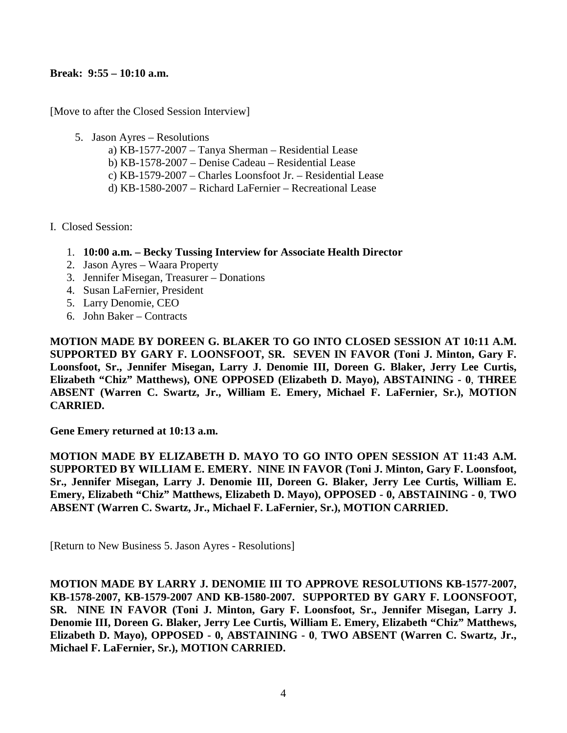**Break: 9:55 – 10:10 a.m.**

[Move to after the Closed Session Interview]

5. Jason Ayres – Resolutions
    a) KB-1577-2007 – Tanya Sherman – Residential Lease
    b) KB-1578-2007 – Denise Cadeau – Residential Lease
    c) KB-1579-2007 – Charles Loonsfoot Jr. – Residential Lease
    d) KB-1580-2007 – Richard LaFernier – Recreational Lease

I. Closed Session:

1. **10:00 a.m. – Becky Tussing Interview for Associate Health Director**
2. Jason Ayres – Waara Property
3. Jennifer Misegan, Treasurer – Donations
4. Susan LaFernier, President
5. Larry Denomie, CEO
6. John Baker – Contracts

**MOTION MADE BY DOREEN G. BLAKER TO GO INTO CLOSED SESSION AT 10:11 A.M. SUPPORTED BY GARY F. LOONSFOOT, SR. SEVEN IN FAVOR (Toni J. Minton, Gary F. Loonsfoot, Sr., Jennifer Misegan, Larry J. Denomie III, Doreen G. Blaker, Jerry Lee Curtis, Elizabeth "Chiz" Matthews), ONE OPPOSED (Elizabeth D. Mayo), ABSTAINING - 0, THREE ABSENT (Warren C. Swartz, Jr., William E. Emery, Michael F. LaFernier, Sr.), MOTION CARRIED.**

**Gene Emery returned at 10:13 a.m.**

**MOTION MADE BY ELIZABETH D. MAYO TO GO INTO OPEN SESSION AT 11:43 A.M. SUPPORTED BY WILLIAM E. EMERY. NINE IN FAVOR (Toni J. Minton, Gary F. Loonsfoot, Sr., Jennifer Misegan, Larry J. Denomie III, Doreen G. Blaker, Jerry Lee Curtis, William E. Emery, Elizabeth "Chiz" Matthews, Elizabeth D. Mayo), OPPOSED - 0, ABSTAINING - 0, TWO ABSENT (Warren C. Swartz, Jr., Michael F. LaFernier, Sr.), MOTION CARRIED.**

[Return to New Business 5. Jason Ayres - Resolutions]

**MOTION MADE BY LARRY J. DENOMIE III TO APPROVE RESOLUTIONS KB-1577-2007, KB-1578-2007, KB-1579-2007 AND KB-1580-2007. SUPPORTED BY GARY F. LOONSFOOT, SR. NINE IN FAVOR (Toni J. Minton, Gary F. Loonsfoot, Sr., Jennifer Misegan, Larry J. Denomie III, Doreen G. Blaker, Jerry Lee Curtis, William E. Emery, Elizabeth "Chiz" Matthews, Elizabeth D. Mayo), OPPOSED - 0, ABSTAINING - 0, TWO ABSENT (Warren C. Swartz, Jr., Michael F. LaFernier, Sr.), MOTION CARRIED.**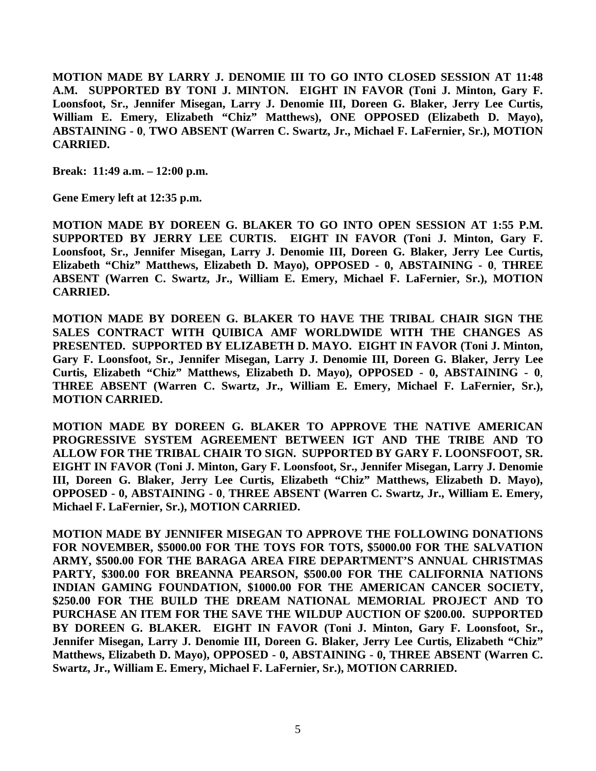**MOTION MADE BY LARRY J. DENOMIE III TO GO INTO CLOSED SESSION AT 11:48 A.M. SUPPORTED BY TONI J. MINTON. EIGHT IN FAVOR (Toni J. Minton, Gary F. Loonsfoot, Sr., Jennifer Misegan, Larry J. Denomie III, Doreen G. Blaker, Jerry Lee Curtis, William E. Emery, Elizabeth "Chiz" Matthews), ONE OPPOSED (Elizabeth D. Mayo), ABSTAINING - 0, TWO ABSENT (Warren C. Swartz, Jr., Michael F. LaFernier, Sr.), MOTION CARRIED.**

**Break: 11:49 a.m. – 12:00 p.m.**

**Gene Emery left at 12:35 p.m.**

**MOTION MADE BY DOREEN G. BLAKER TO GO INTO OPEN SESSION AT 1:55 P.M. SUPPORTED BY JERRY LEE CURTIS. EIGHT IN FAVOR (Toni J. Minton, Gary F. Loonsfoot, Sr., Jennifer Misegan, Larry J. Denomie III, Doreen G. Blaker, Jerry Lee Curtis, Elizabeth "Chiz" Matthews, Elizabeth D. Mayo), OPPOSED - 0, ABSTAINING - 0, THREE ABSENT (Warren C. Swartz, Jr., William E. Emery, Michael F. LaFernier, Sr.), MOTION CARRIED.**

**MOTION MADE BY DOREEN G. BLAKER TO HAVE THE TRIBAL CHAIR SIGN THE SALES CONTRACT WITH QUIBICA AMF WORLDWIDE WITH THE CHANGES AS PRESENTED. SUPPORTED BY ELIZABETH D. MAYO. EIGHT IN FAVOR (Toni J. Minton, Gary F. Loonsfoot, Sr., Jennifer Misegan, Larry J. Denomie III, Doreen G. Blaker, Jerry Lee Curtis, Elizabeth "Chiz" Matthews, Elizabeth D. Mayo), OPPOSED - 0, ABSTAINING - 0, THREE ABSENT (Warren C. Swartz, Jr., William E. Emery, Michael F. LaFernier, Sr.), MOTION CARRIED.**

**MOTION MADE BY DOREEN G. BLAKER TO APPROVE THE NATIVE AMERICAN PROGRESSIVE SYSTEM AGREEMENT BETWEEN IGT AND THE TRIBE AND TO ALLOW FOR THE TRIBAL CHAIR TO SIGN. SUPPORTED BY GARY F. LOONSFOOT, SR. EIGHT IN FAVOR (Toni J. Minton, Gary F. Loonsfoot, Sr., Jennifer Misegan, Larry J. Denomie III, Doreen G. Blaker, Jerry Lee Curtis, Elizabeth "Chiz" Matthews, Elizabeth D. Mayo), OPPOSED - 0, ABSTAINING - 0, THREE ABSENT (Warren C. Swartz, Jr., William E. Emery, Michael F. LaFernier, Sr.), MOTION CARRIED.**

**MOTION MADE BY JENNIFER MISEGAN TO APPROVE THE FOLLOWING DONATIONS FOR NOVEMBER, $5000.00 FOR THE TOYS FOR TOTS, $5000.00 FOR THE SALVATION ARMY, $500.00 FOR THE BARAGA AREA FIRE DEPARTMENT'S ANNUAL CHRISTMAS PARTY, $300.00 FOR BREANNA PEARSON, $500.00 FOR THE CALIFORNIA NATIONS INDIAN GAMING FOUNDATION, $1000.00 FOR THE AMERICAN CANCER SOCIETY, $250.00 FOR THE BUILD THE DREAM NATIONAL MEMORIAL PROJECT AND TO PURCHASE AN ITEM FOR THE SAVE THE WILDUP AUCTION OF $200.00. SUPPORTED BY DOREEN G. BLAKER. EIGHT IN FAVOR (Toni J. Minton, Gary F. Loonsfoot, Sr., Jennifer Misegan, Larry J. Denomie III, Doreen G. Blaker, Jerry Lee Curtis, Elizabeth "Chiz" Matthews, Elizabeth D. Mayo), OPPOSED - 0, ABSTAINING - 0, THREE ABSENT (Warren C. Swartz, Jr., William E. Emery, Michael F. LaFernier, Sr.), MOTION CARRIED.**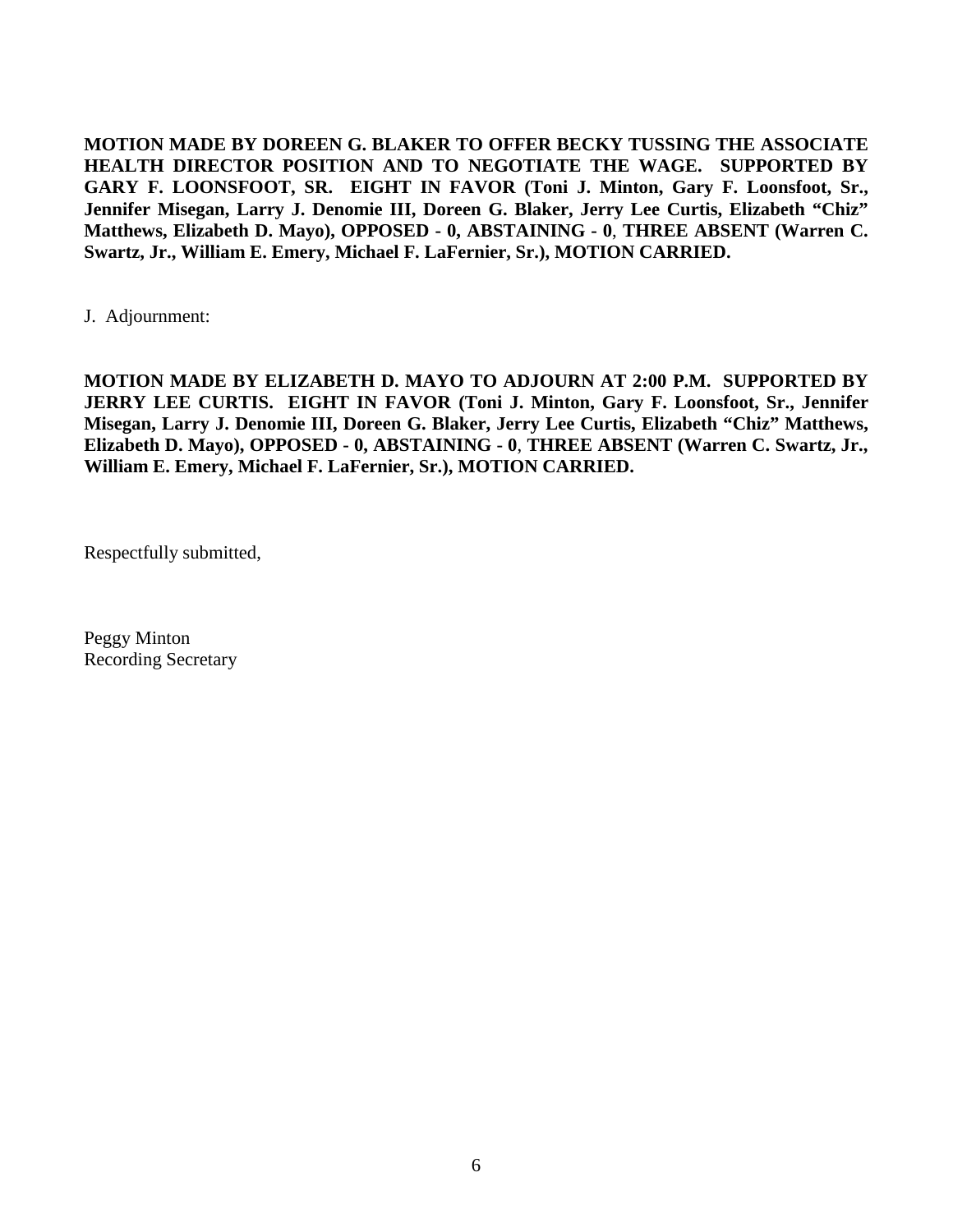**MOTION MADE BY DOREEN G. BLAKER TO OFFER BECKY TUSSING THE ASSOCIATE HEALTH DIRECTOR POSITION AND TO NEGOTIATE THE WAGE. SUPPORTED BY GARY F. LOONSFOOT, SR. EIGHT IN FAVOR (Toni J. Minton, Gary F. Loonsfoot, Sr., Jennifer Misegan, Larry J. Denomie III, Doreen G. Blaker, Jerry Lee Curtis, Elizabeth "Chiz" Matthews, Elizabeth D. Mayo), OPPOSED - 0, ABSTAINING - 0, THREE ABSENT (Warren C. Swartz, Jr., William E. Emery, Michael F. LaFernier, Sr.), MOTION CARRIED.**

J. Adjournment:

**MOTION MADE BY ELIZABETH D. MAYO TO ADJOURN AT 2:00 P.M. SUPPORTED BY JERRY LEE CURTIS. EIGHT IN FAVOR (Toni J. Minton, Gary F. Loonsfoot, Sr., Jennifer Misegan, Larry J. Denomie III, Doreen G. Blaker, Jerry Lee Curtis, Elizabeth "Chiz" Matthews, Elizabeth D. Mayo), OPPOSED - 0, ABSTAINING - 0, THREE ABSENT (Warren C. Swartz, Jr., William E. Emery, Michael F. LaFernier, Sr.), MOTION CARRIED.**

Respectfully submitted,

Peggy Minton
Recording Secretary